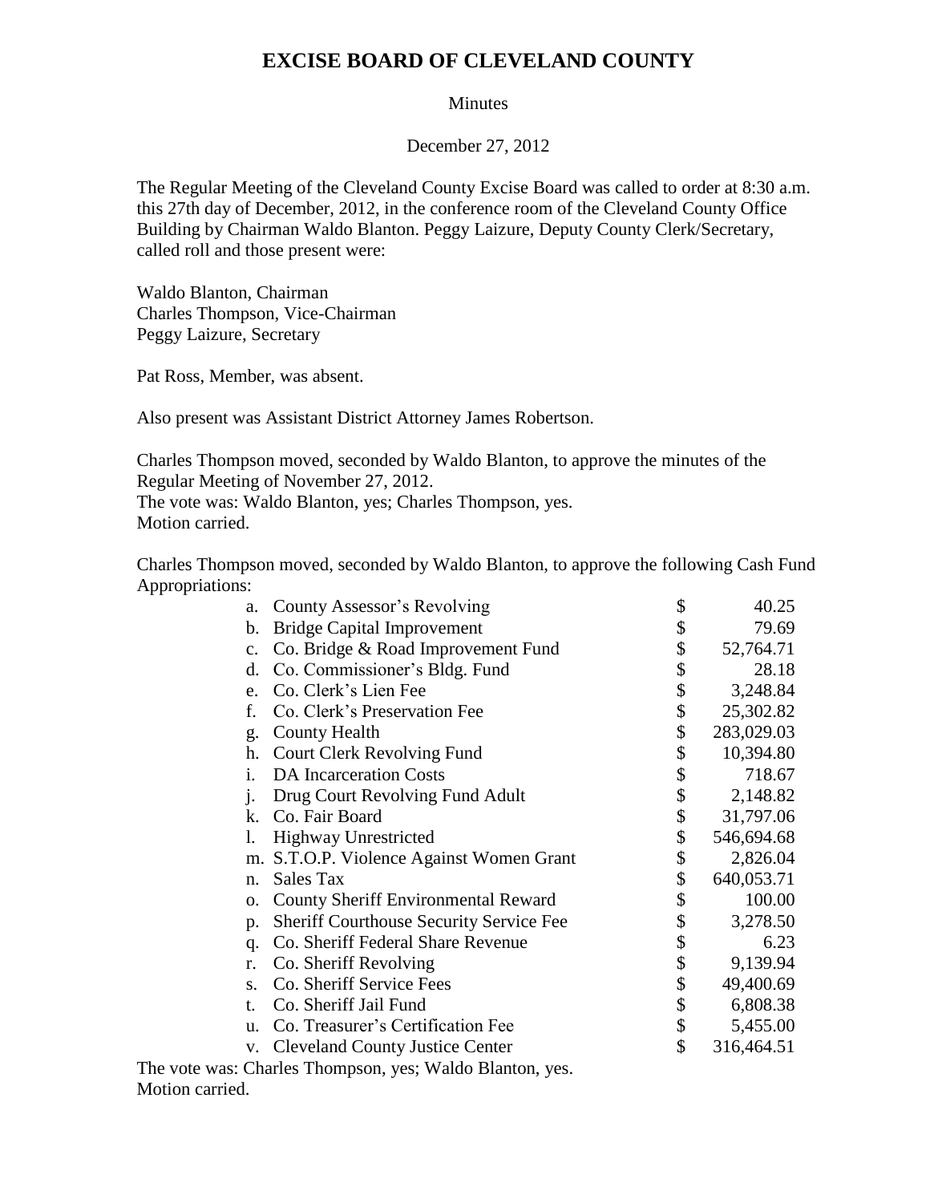# EXCISE BOARD OF CLEVELAND COUNTY

Minutes

December 27, 2012

The Regular Meeting of the Cleveland County Excise Board was called to order at 8:30 a.m. this 27th day of December, 2012, in the conference room of the Cleveland County Office Building by Chairman Waldo Blanton. Peggy Laizure, Deputy County Clerk/Secretary, called roll and those present were:

Waldo Blanton, Chairman
Charles Thompson, Vice-Chairman
Peggy Laizure, Secretary

Pat Ross, Member, was absent.

Also present was Assistant District Attorney James Robertson.

Charles Thompson moved, seconded by Waldo Blanton, to approve the minutes of the Regular Meeting of November 27, 2012.
The vote was: Waldo Blanton, yes; Charles Thompson, yes.
Motion carried.

Charles Thompson moved, seconded by Waldo Blanton, to approve the following Cash Fund Appropriations:

| | Fund | Amount |
|---|---|---|
| a. | County Assessor's Revolving | $ 40.25 |
| b. | Bridge Capital Improvement | $ 79.69 |
| c. | Co. Bridge & Road Improvement Fund | $ 52,764.71 |
| d. | Co. Commissioner's Bldg. Fund | $ 28.18 |
| e. | Co. Clerk's Lien Fee | $ 3,248.84 |
| f. | Co. Clerk's Preservation Fee | $ 25,302.82 |
| g. | County Health | $ 283,029.03 |
| h. | Court Clerk Revolving Fund | $ 10,394.80 |
| i. | DA Incarceration Costs | $ 718.67 |
| j. | Drug Court Revolving Fund Adult | $ 2,148.82 |
| k. | Co. Fair Board | $ 31,797.06 |
| l. | Highway Unrestricted | $ 546,694.68 |
| m. | S.T.O.P. Violence Against Women Grant | $ 2,826.04 |
| n. | Sales Tax | $ 640,053.71 |
| o. | County Sheriff Environmental Reward | $ 100.00 |
| p. | Sheriff Courthouse Security Service Fee | $ 3,278.50 |
| q. | Co. Sheriff Federal Share Revenue | $ 6.23 |
| r. | Co. Sheriff Revolving | $ 9,139.94 |
| s. | Co. Sheriff Service Fees | $ 49,400.69 |
| t. | Co. Sheriff Jail Fund | $ 6,808.38 |
| u. | Co. Treasurer's Certification Fee | $ 5,455.00 |
| v. | Cleveland County Justice Center | $ 316,464.51 |

The vote was: Charles Thompson, yes; Waldo Blanton, yes.
Motion carried.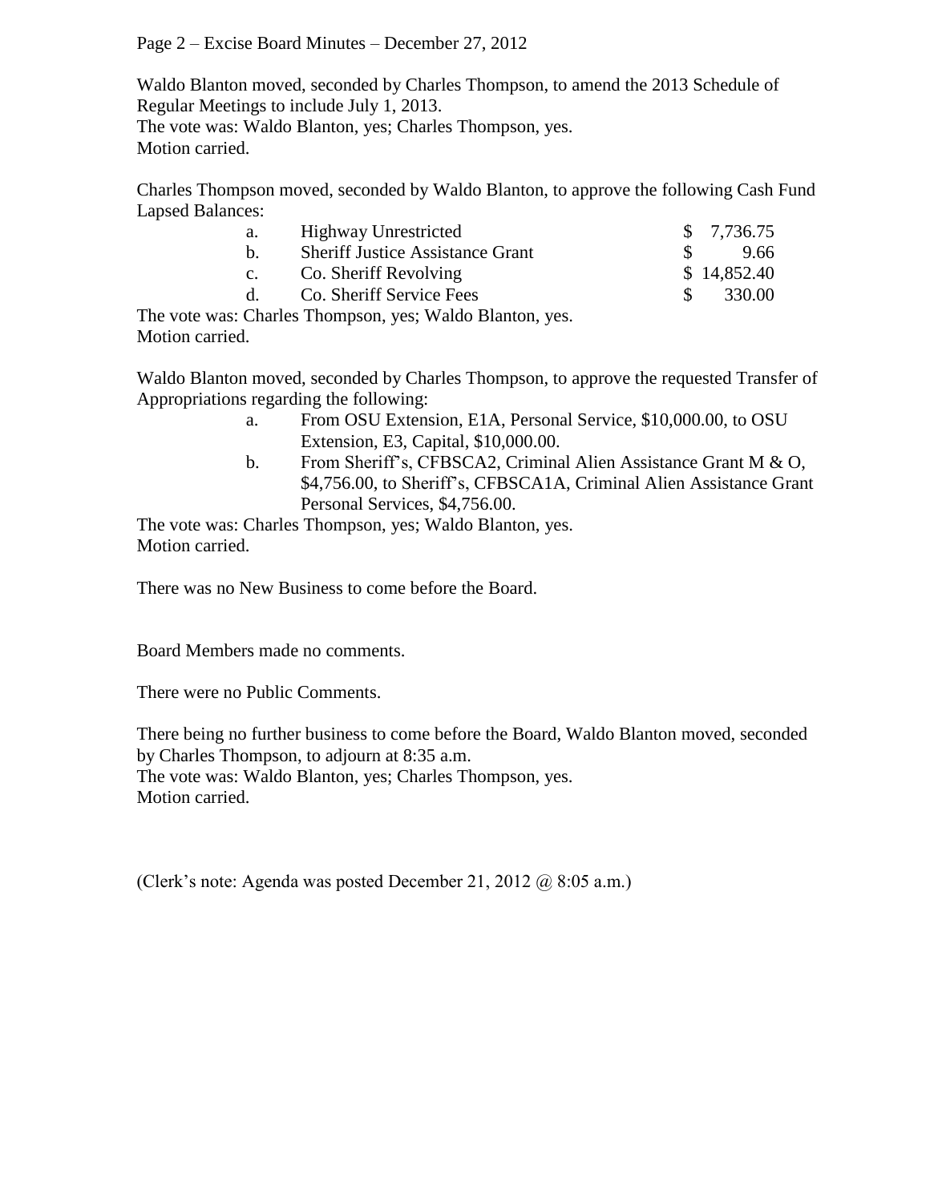Waldo Blanton moved, seconded by Charles Thompson, to amend the 2013 Schedule of Regular Meetings to include July 1, 2013.
The vote was: Waldo Blanton, yes; Charles Thompson, yes.
Motion carried.

Charles Thompson moved, seconded by Waldo Blanton, to approve the following Cash Fund Lapsed Balances:

| | | |
|---|---|---|
| a. | Highway Unrestricted | $ 7,736.75 |
| b. | Sheriff Justice Assistance Grant | $ 9.66 |
| c. | Co. Sheriff Revolving | $ 14,852.40 |
| d. | Co. Sheriff Service Fees | $ 330.00 |

The vote was: Charles Thompson, yes; Waldo Blanton, yes.
Motion carried.

Waldo Blanton moved, seconded by Charles Thompson, to approve the requested Transfer of Appropriations regarding the following:

a. From OSU Extension, E1A, Personal Service, $10,000.00, to OSU Extension, E3, Capital, $10,000.00.
b. From Sheriff's, CFBSCA2, Criminal Alien Assistance Grant M & O, $4,756.00, to Sheriff's, CFBSCA1A, Criminal Alien Assistance Grant Personal Services, $4,756.00.

The vote was: Charles Thompson, yes; Waldo Blanton, yes.
Motion carried.

There was no New Business to come before the Board.

Board Members made no comments.

There were no Public Comments.

There being no further business to come before the Board, Waldo Blanton moved, seconded by Charles Thompson, to adjourn at 8:35 a.m.
The vote was: Waldo Blanton, yes; Charles Thompson, yes.
Motion carried.

(Clerk's note: Agenda was posted December 21, 2012 @ 8:05 a.m.)